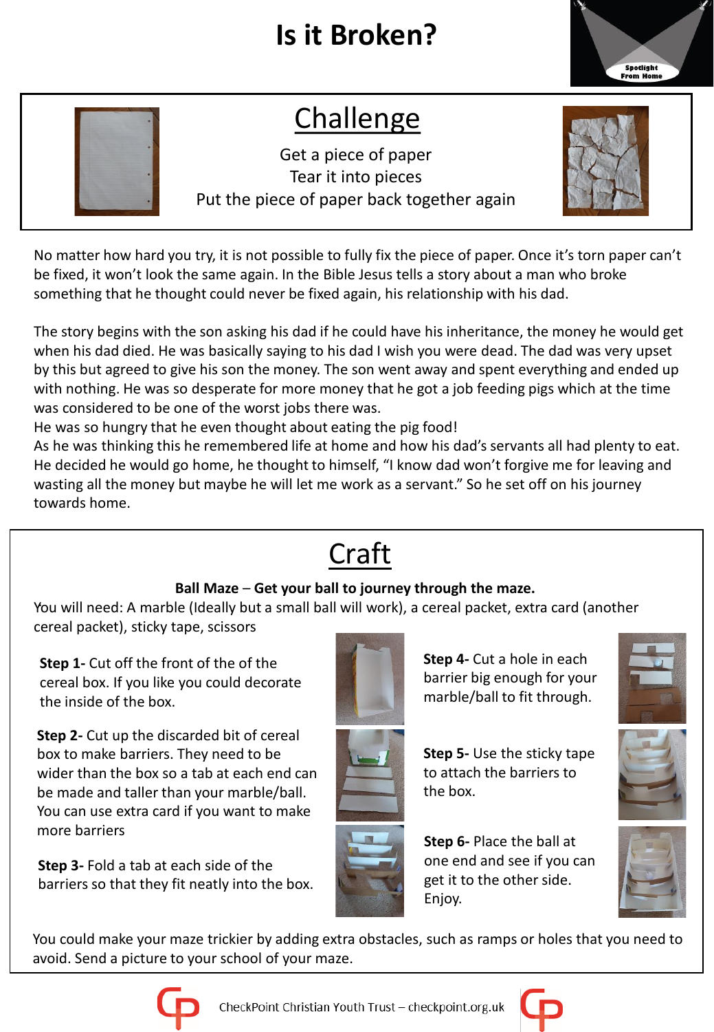# Is it Broken?

## Challenge

Get a piece of paper
Tear it into pieces
Put the piece of paper back together again

No matter how hard you try, it is not possible to fully fix the piece of paper. Once it's torn paper can't be fixed, it won't look the same again. In the Bible Jesus tells a story about a man who broke something that he thought could never be fixed again, his relationship with his dad.

The story begins with the son asking his dad if he could have his inheritance, the money he would get when his dad died. He was basically saying to his dad I wish you were dead. The dad was very upset by this but agreed to give his son the money. The son went away and spent everything and ended up with nothing. He was so desperate for more money that he got a job feeding pigs which at the time was considered to be one of the worst jobs there was.
He was so hungry that he even thought about eating the pig food!
As he was thinking this he remembered life at home and how his dad's servants all had plenty to eat. He decided he would go home, he thought to himself, "I know dad won't forgive me for leaving and wasting all the money but maybe he will let me work as a servant." So he set off on his journey towards home.

## Craft

**Ball Maze – Get your ball to journey through the maze.**

You will need: A marble (Ideally but a small ball will work), a cereal packet, extra card (another cereal packet), sticky tape, scissors

**Step 1-** Cut off the front of the of the cereal box. If you like you could decorate the inside of the box.

**Step 2-** Cut up the discarded bit of cereal box to make barriers. They need to be wider than the box so a tab at each end can be made and taller than your marble/ball. You can use extra card if you want to make more barriers

**Step 3-** Fold a tab at each side of the barriers so that they fit neatly into the box.

**Step 4-** Cut a hole in each barrier big enough for your marble/ball to fit through.

**Step 5-** Use the sticky tape to attach the barriers to the box.

**Step 6-** Place the ball at one end and see if you can get it to the other side. Enjoy.

You could make your maze trickier by adding extra obstacles, such as ramps or holes that you need to avoid. Send a picture to your school of your maze.

CheckPoint Christian Youth Trust – checkpoint.org.uk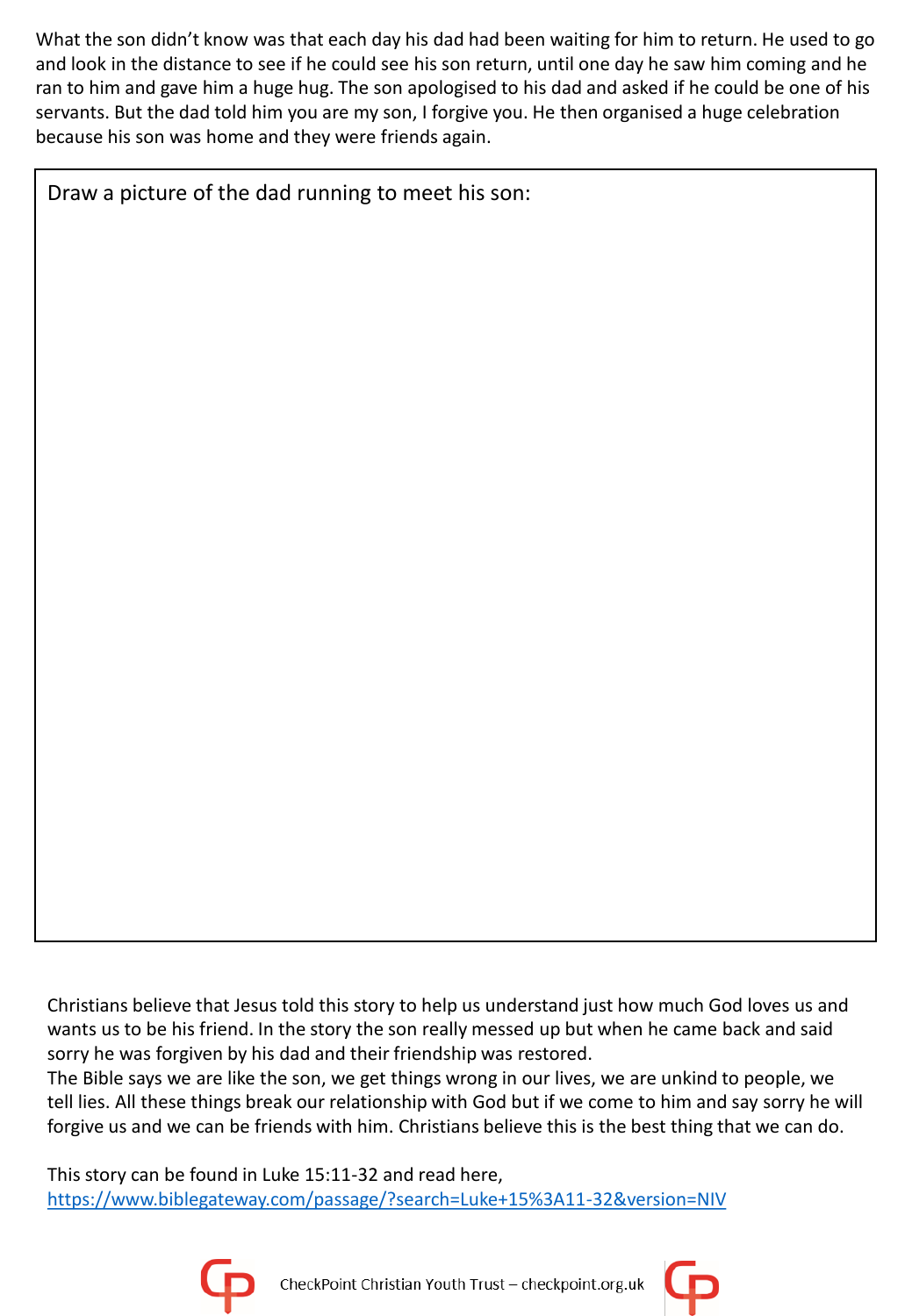What the son didn't know was that each day his dad had been waiting for him to return. He used to go and look in the distance to see if he could see his son return, until one day he saw him coming and he ran to him and gave him a huge hug. The son apologised to his dad and asked if he could be one of his servants. But the dad told him you are my son, I forgive you. He then organised a huge celebration because his son was home and they were friends again.

Draw a picture of the dad running to meet his son:

Christians believe that Jesus told this story to help us understand just how much God loves us and wants us to be his friend. In the story the son really messed up but when he came back and said sorry he was forgiven by his dad and their friendship was restored.

The Bible says we are like the son, we get things wrong in our lives, we are unkind to people, we tell lies. All these things break our relationship with God but if we come to him and say sorry he will forgive us and we can be friends with him. Christians believe this is the best thing that we can do.

This story can be found in Luke 15:11-32 and read here, https://www.biblegateway.com/passage/?search=Luke+15%3A11-32&version=NIV

CheckPoint Christian Youth Trust – checkpoint.org.uk